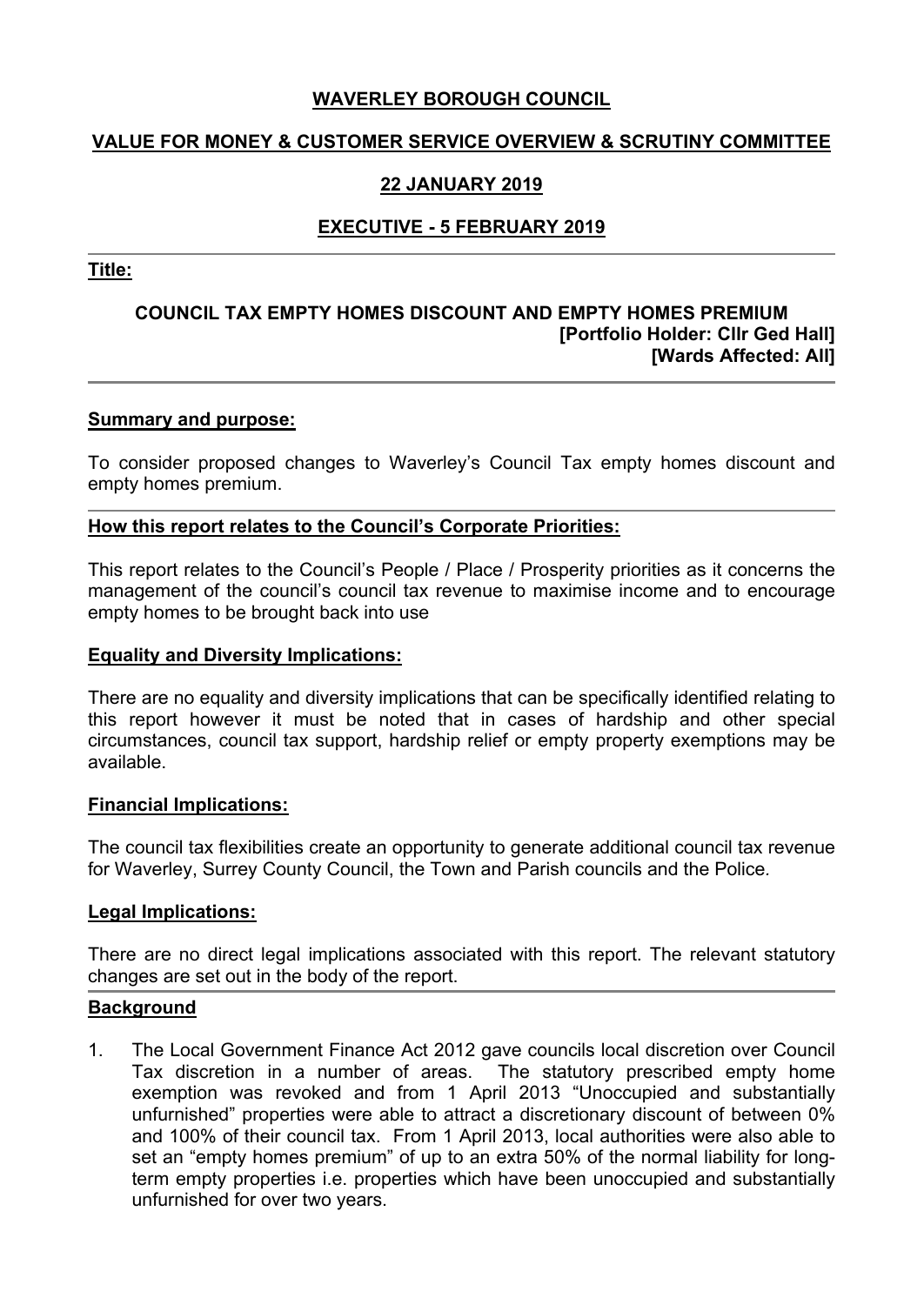**WAVERLEY BOROUGH COUNCIL**

**VALUE FOR MONEY & CUSTOMER SERVICE OVERVIEW & SCRUTINY COMMITTEE**

**22 JANUARY 2019**

**EXECUTIVE - 5 FEBRUARY 2019**

**Title:**

**COUNCIL TAX EMPTY HOMES DISCOUNT AND EMPTY HOMES PREMIUM**
**[Portfolio Holder: Cllr Ged Hall]**
**[Wards Affected: All]**

**Summary and purpose:**

To consider proposed changes to Waverley's Council Tax empty homes discount and empty homes premium.

**How this report relates to the Council's Corporate Priorities:**

This report relates to the Council's People / Place / Prosperity priorities as it concerns the management of the council's council tax revenue to maximise income and to encourage empty homes to be brought back into use

**Equality and Diversity Implications:**

There are no equality and diversity implications that can be specifically identified relating to this report however it must be noted that in cases of hardship and other special circumstances, council tax support, hardship relief or empty property exemptions may be available.

**Financial Implications:**

The council tax flexibilities create an opportunity to generate additional council tax revenue for Waverley, Surrey County Council, the Town and Parish councils and the Police.

**Legal Implications:**

There are no direct legal implications associated with this report. The relevant statutory changes are set out in the body of the report.

**Background**

1. The Local Government Finance Act 2012 gave councils local discretion over Council Tax discretion in a number of areas. The statutory prescribed empty home exemption was revoked and from 1 April 2013 "Unoccupied and substantially unfurnished" properties were able to attract a discretionary discount of between 0% and 100% of their council tax. From 1 April 2013, local authorities were also able to set an "empty homes premium" of up to an extra 50% of the normal liability for long-term empty properties i.e. properties which have been unoccupied and substantially unfurnished for over two years.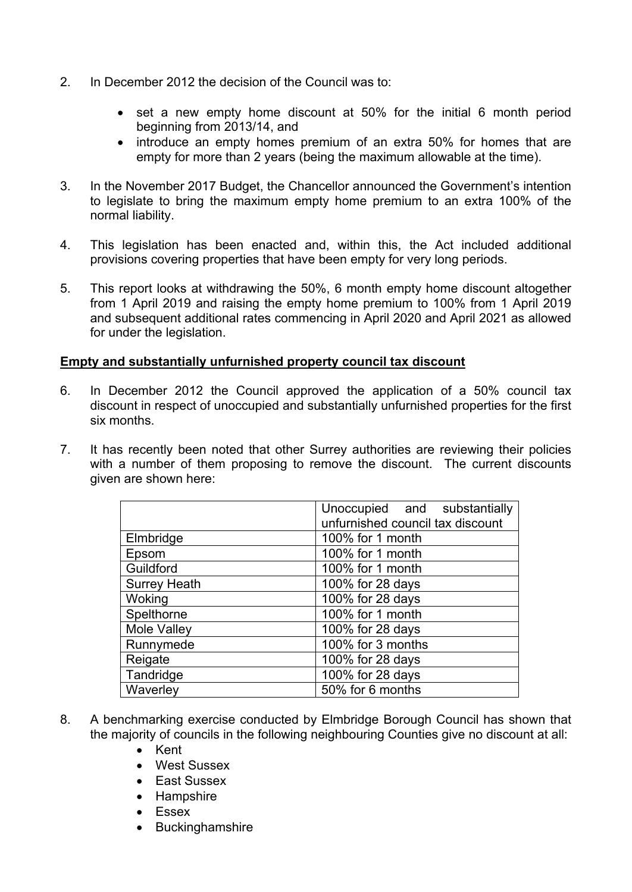2. In December 2012 the decision of the Council was to:

   - set a new empty home discount at 50% for the initial 6 month period beginning from 2013/14, and
   - introduce an empty homes premium of an extra 50% for homes that are empty for more than 2 years (being the maximum allowable at the time).

3. In the November 2017 Budget, the Chancellor announced the Government's intention to legislate to bring the maximum empty home premium to an extra 100% of the normal liability.

4. This legislation has been enacted and, within this, the Act included additional provisions covering properties that have been empty for very long periods.

5. This report looks at withdrawing the 50%, 6 month empty home discount altogether from 1 April 2019 and raising the empty home premium to 100% from 1 April 2019 and subsequent additional rates commencing in April 2020 and April 2021 as allowed for under the legislation.

**Empty and substantially unfurnished property council tax discount**

6. In December 2012 the Council approved the application of a 50% council tax discount in respect of unoccupied and substantially unfurnished properties for the first six months.

7. It has recently been noted that other Surrey authorities are reviewing their policies with a number of them proposing to remove the discount. The current discounts given are shown here:

| | Unoccupied and substantially unfurnished council tax discount |
|---|---|
| Elmbridge | 100% for 1 month |
| Epsom | 100% for 1 month |
| Guildford | 100% for 1 month |
| Surrey Heath | 100% for 28 days |
| Woking | 100% for 28 days |
| Spelthorne | 100% for 1 month |
| Mole Valley | 100% for 28 days |
| Runnymede | 100% for 3 months |
| Reigate | 100% for 28 days |
| Tandridge | 100% for 28 days |
| Waverley | 50% for 6 months |

8. A benchmarking exercise conducted by Elmbridge Borough Council has shown that the majority of councils in the following neighbouring Counties give no discount at all:
   - Kent
   - West Sussex
   - East Sussex
   - Hampshire
   - Essex
   - Buckinghamshire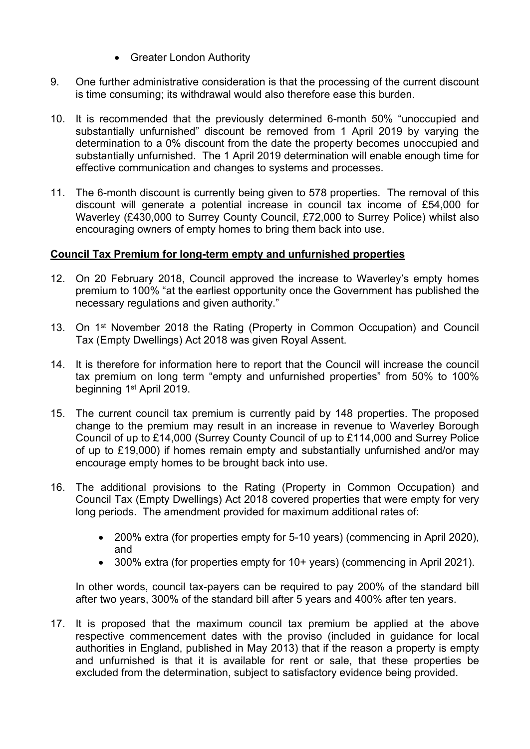- Greater London Authority

9. One further administrative consideration is that the processing of the current discount is time consuming; its withdrawal would also therefore ease this burden.

10. It is recommended that the previously determined 6-month 50% "unoccupied and substantially unfurnished" discount be removed from 1 April 2019 by varying the determination to a 0% discount from the date the property becomes unoccupied and substantially unfurnished. The 1 April 2019 determination will enable enough time for effective communication and changes to systems and processes.

11. The 6-month discount is currently being given to 578 properties. The removal of this discount will generate a potential increase in council tax income of £54,000 for Waverley (£430,000 to Surrey County Council, £72,000 to Surrey Police) whilst also encouraging owners of empty homes to bring them back into use.

**Council Tax Premium for long-term empty and unfurnished properties**

12. On 20 February 2018, Council approved the increase to Waverley's empty homes premium to 100% "at the earliest opportunity once the Government has published the necessary regulations and given authority."

13. On 1st November 2018 the Rating (Property in Common Occupation) and Council Tax (Empty Dwellings) Act 2018 was given Royal Assent.

14. It is therefore for information here to report that the Council will increase the council tax premium on long term "empty and unfurnished properties" from 50% to 100% beginning 1st April 2019.

15. The current council tax premium is currently paid by 148 properties. The proposed change to the premium may result in an increase in revenue to Waverley Borough Council of up to £14,000 (Surrey County Council of up to £114,000 and Surrey Police of up to £19,000) if homes remain empty and substantially unfurnished and/or may encourage empty homes to be brought back into use.

16. The additional provisions to the Rating (Property in Common Occupation) and Council Tax (Empty Dwellings) Act 2018 covered properties that were empty for very long periods. The amendment provided for maximum additional rates of:

    - 200% extra (for properties empty for 5-10 years) (commencing in April 2020), and
    - 300% extra (for properties empty for 10+ years) (commencing in April 2021).

    In other words, council tax-payers can be required to pay 200% of the standard bill after two years, 300% of the standard bill after 5 years and 400% after ten years.

17. It is proposed that the maximum council tax premium be applied at the above respective commencement dates with the proviso (included in guidance for local authorities in England, published in May 2013) that if the reason a property is empty and unfurnished is that it is available for rent or sale, that these properties be excluded from the determination, subject to satisfactory evidence being provided.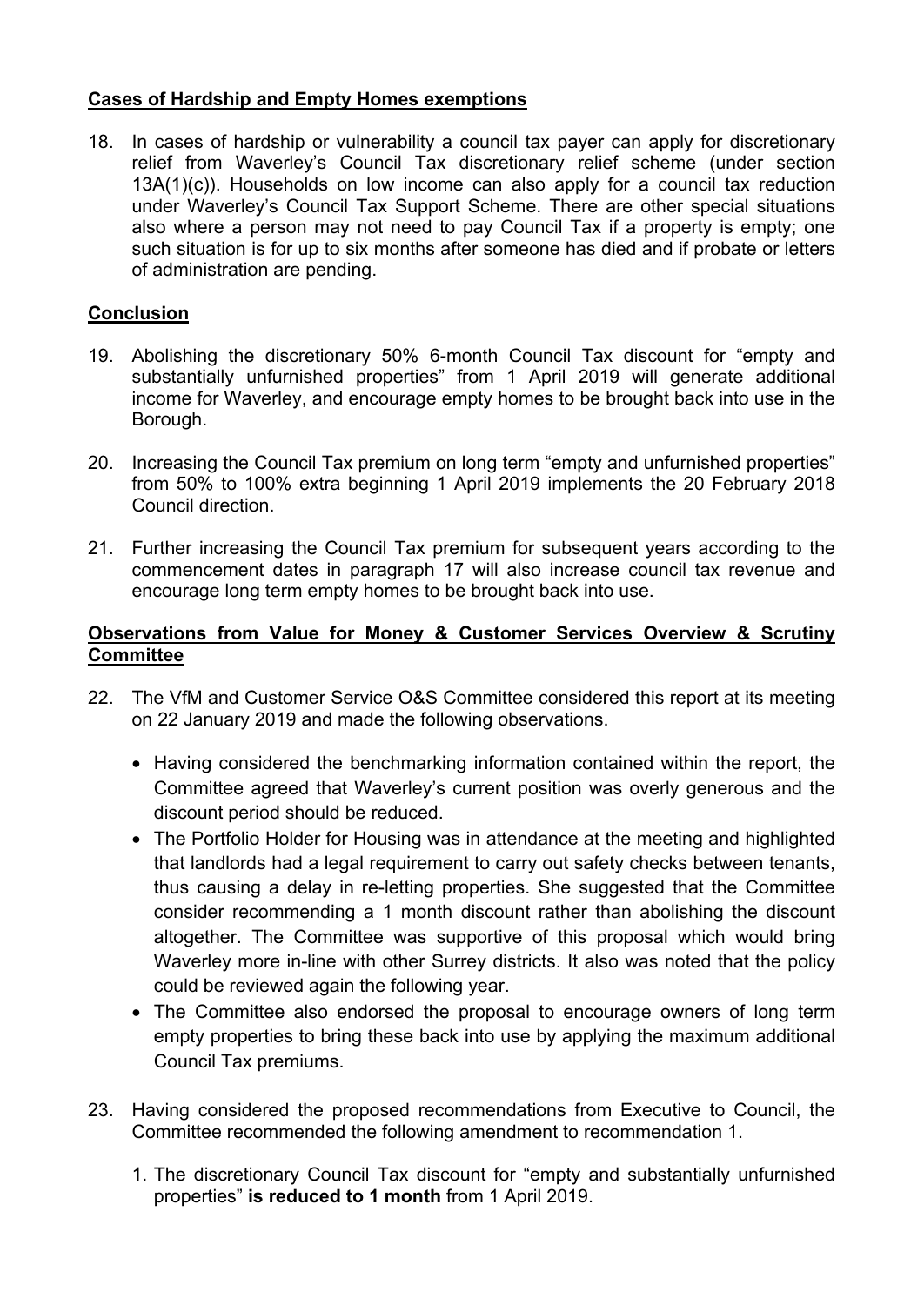**Cases of Hardship and Empty Homes exemptions**

18. In cases of hardship or vulnerability a council tax payer can apply for discretionary relief from Waverley's Council Tax discretionary relief scheme (under section 13A(1)(c)). Households on low income can also apply for a council tax reduction under Waverley's Council Tax Support Scheme. There are other special situations also where a person may not need to pay Council Tax if a property is empty; one such situation is for up to six months after someone has died and if probate or letters of administration are pending.

**Conclusion**

19. Abolishing the discretionary 50% 6-month Council Tax discount for "empty and substantially unfurnished properties" from 1 April 2019 will generate additional income for Waverley, and encourage empty homes to be brought back into use in the Borough.

20. Increasing the Council Tax premium on long term "empty and unfurnished properties" from 50% to 100% extra beginning 1 April 2019 implements the 20 February 2018 Council direction.

21. Further increasing the Council Tax premium for subsequent years according to the commencement dates in paragraph 17 will also increase council tax revenue and encourage long term empty homes to be brought back into use.

**Observations from Value for Money & Customer Services Overview & Scrutiny Committee**

22. The VfM and Customer Service O&S Committee considered this report at its meeting on 22 January 2019 and made the following observations.

    - Having considered the benchmarking information contained within the report, the Committee agreed that Waverley's current position was overly generous and the discount period should be reduced.
    - The Portfolio Holder for Housing was in attendance at the meeting and highlighted that landlords had a legal requirement to carry out safety checks between tenants, thus causing a delay in re-letting properties. She suggested that the Committee consider recommending a 1 month discount rather than abolishing the discount altogether. The Committee was supportive of this proposal which would bring Waverley more in-line with other Surrey districts. It also was noted that the policy could be reviewed again the following year.
    - The Committee also endorsed the proposal to encourage owners of long term empty properties to bring these back into use by applying the maximum additional Council Tax premiums.

23. Having considered the proposed recommendations from Executive to Council, the Committee recommended the following amendment to recommendation 1.

    1. The discretionary Council Tax discount for "empty and substantially unfurnished properties" **is reduced to 1 month** from 1 April 2019.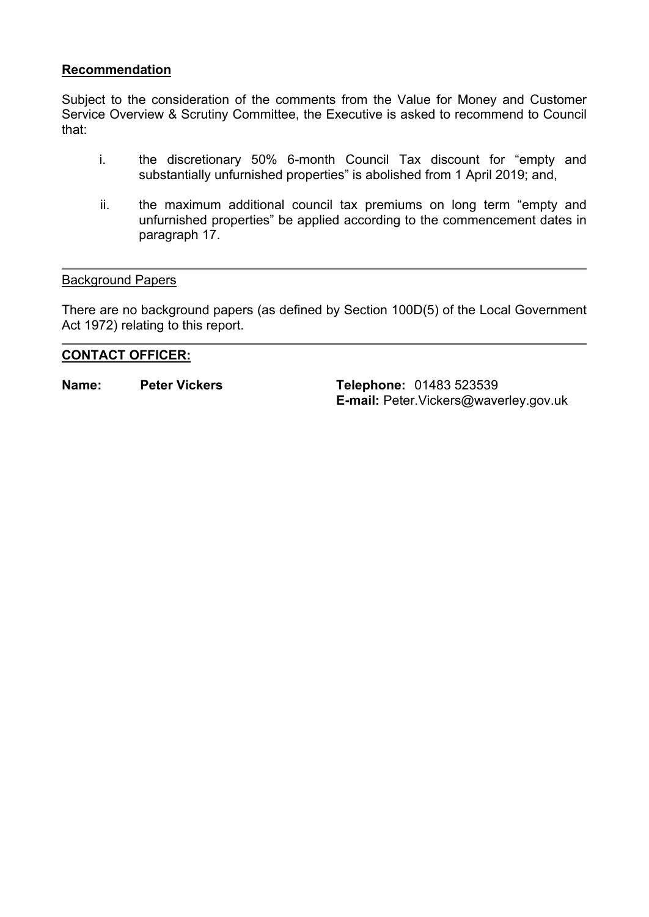**Recommendation**

Subject to the consideration of the comments from the Value for Money and Customer Service Overview & Scrutiny Committee, the Executive is asked to recommend to Council that:

i. the discretionary 50% 6-month Council Tax discount for "empty and substantially unfurnished properties" is abolished from 1 April 2019; and,

ii. the maximum additional council tax premiums on long term "empty and unfurnished properties" be applied according to the commencement dates in paragraph 17.

---

Background Papers

There are no background papers (as defined by Section 100D(5) of the Local Government Act 1972) relating to this report.

---

**CONTACT OFFICER:**

**Name:** **Peter Vickers**

**Telephone:** 01483 523539
**E-mail:** Peter.Vickers@waverley.gov.uk